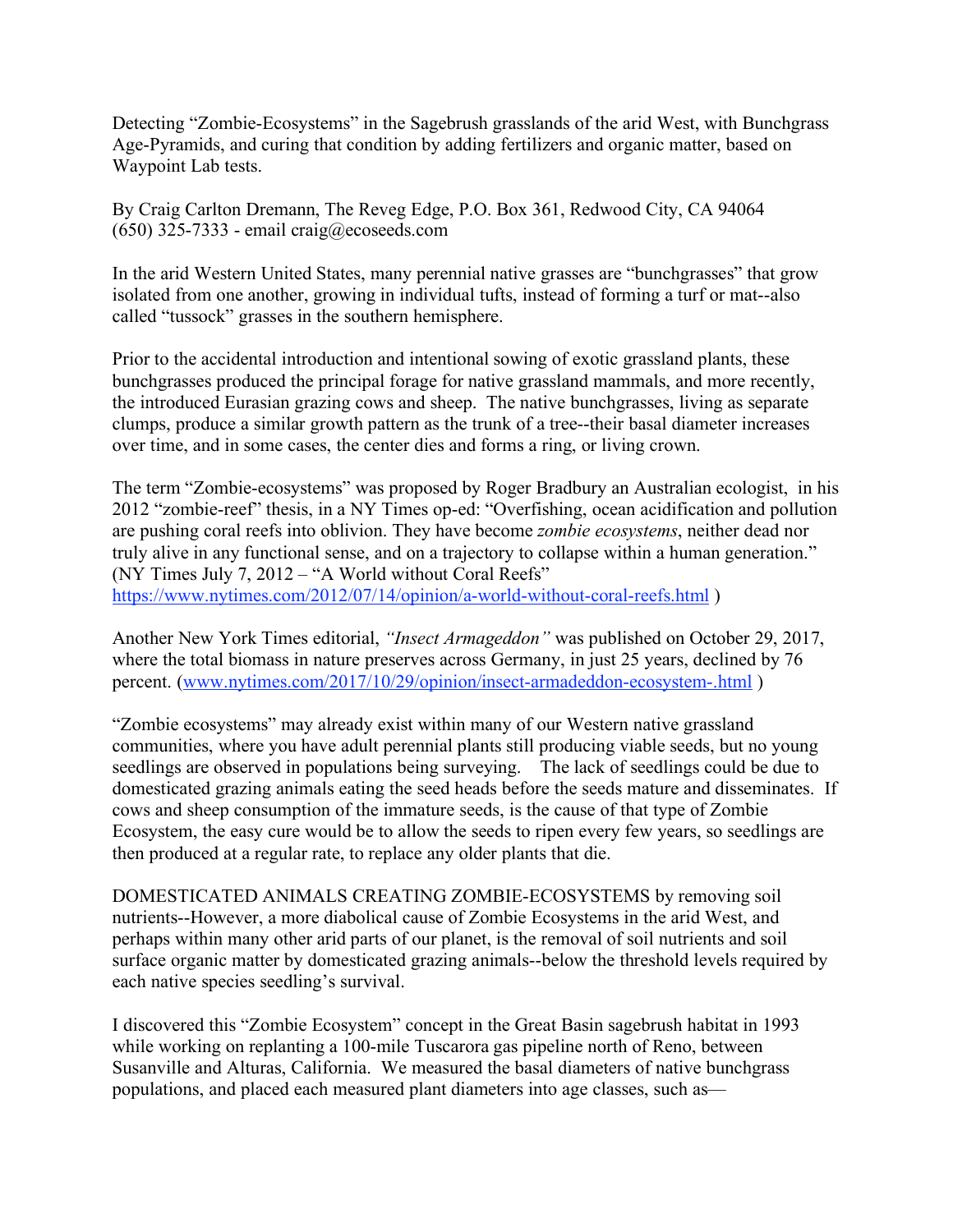Detecting "Zombie-Ecosystems" in the Sagebrush grasslands of the arid West, with Bunchgrass Age-Pyramids, and curing that condition by adding fertilizers and organic matter, based on Waypoint Lab tests.

By Craig Carlton Dremann, The Reveg Edge, P.O. Box 361, Redwood City, CA 94064
(650) 325-7333 - email craig@ecoseeds.com

In the arid Western United States, many perennial native grasses are "bunchgrasses" that grow isolated from one another, growing in individual tufts, instead of forming a turf or mat--also called "tussock" grasses in the southern hemisphere.

Prior to the accidental introduction and intentional sowing of exotic grassland plants, these bunchgrasses produced the principal forage for native grassland mammals, and more recently, the introduced Eurasian grazing cows and sheep. The native bunchgrasses, living as separate clumps, produce a similar growth pattern as the trunk of a tree--their basal diameter increases over time, and in some cases, the center dies and forms a ring, or living crown.

The term "Zombie-ecosystems" was proposed by Roger Bradbury an Australian ecologist, in his 2012 "zombie-reef" thesis, in a NY Times op-ed: "Overfishing, ocean acidification and pollution are pushing coral reefs into oblivion. They have become *zombie ecosystems*, neither dead nor truly alive in any functional sense, and on a trajectory to collapse within a human generation." (NY Times July 7, 2012 – "A World without Coral Reefs" https://www.nytimes.com/2012/07/14/opinion/a-world-without-coral-reefs.html )

Another New York Times editorial, *"Insect Armageddon"* was published on October 29, 2017, where the total biomass in nature preserves across Germany, in just 25 years, declined by 76 percent. (www.nytimes.com/2017/10/29/opinion/insect-armadeddon-ecosystem-.html )

"Zombie ecosystems" may already exist within many of our Western native grassland communities, where you have adult perennial plants still producing viable seeds, but no young seedlings are observed in populations being surveying. The lack of seedlings could be due to domesticated grazing animals eating the seed heads before the seeds mature and disseminates. If cows and sheep consumption of the immature seeds, is the cause of that type of Zombie Ecosystem, the easy cure would be to allow the seeds to ripen every few years, so seedlings are then produced at a regular rate, to replace any older plants that die.

DOMESTICATED ANIMALS CREATING ZOMBIE-ECOSYSTEMS by removing soil nutrients--However, a more diabolical cause of Zombie Ecosystems in the arid West, and perhaps within many other arid parts of our planet, is the removal of soil nutrients and soil surface organic matter by domesticated grazing animals--below the threshold levels required by each native species seedling's survival.

I discovered this "Zombie Ecosystem" concept in the Great Basin sagebrush habitat in 1993 while working on replanting a 100-mile Tuscarora gas pipeline north of Reno, between Susanville and Alturas, California. We measured the basal diameters of native bunchgrass populations, and placed each measured plant diameters into age classes, such as—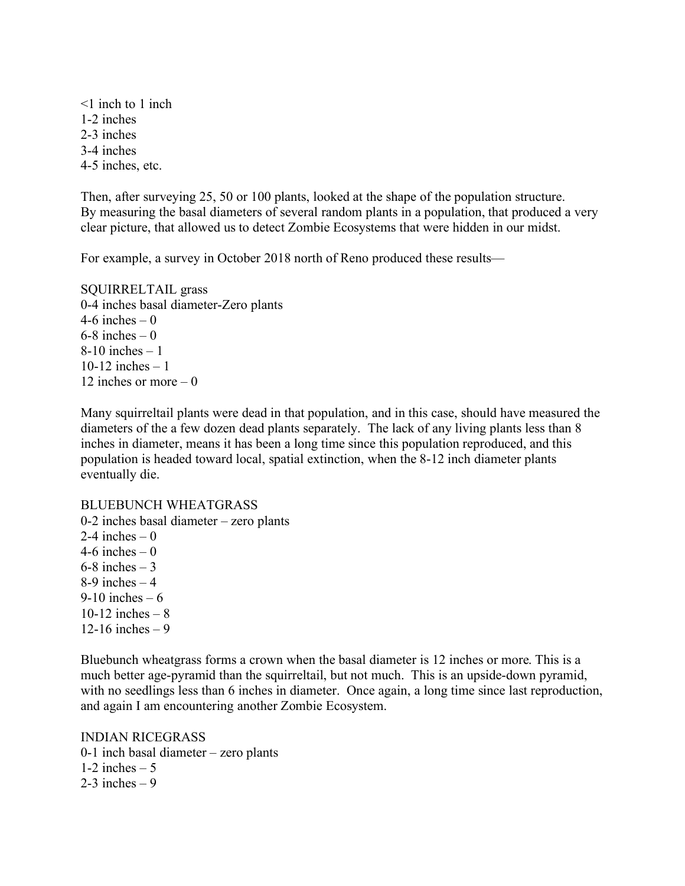<1 inch to 1 inch
1-2 inches
2-3 inches
3-4 inches
4-5 inches, etc.

Then, after surveying 25, 50 or 100 plants, looked at the shape of the population structure. By measuring the basal diameters of several random plants in a population, that produced a very clear picture, that allowed us to detect Zombie Ecosystems that were hidden in our midst.

For example, a survey in October 2018 north of Reno produced these results—

SQUIRRELTAIL grass
0-4 inches basal diameter-Zero plants
4-6 inches – 0
6-8 inches – 0
8-10 inches – 1
10-12 inches – 1
12 inches or more – 0

Many squirreltail plants were dead in that population, and in this case, should have measured the diameters of the a few dozen dead plants separately. The lack of any living plants less than 8 inches in diameter, means it has been a long time since this population reproduced, and this population is headed toward local, spatial extinction, when the 8-12 inch diameter plants eventually die.

BLUEBUNCH WHEATGRASS
0-2 inches basal diameter – zero plants
2-4 inches – 0
4-6 inches – 0
6-8 inches – 3
8-9 inches – 4
9-10 inches – 6
10-12 inches – 8
12-16 inches – 9

Bluebunch wheatgrass forms a crown when the basal diameter is 12 inches or more. This is a much better age-pyramid than the squirreltail, but not much. This is an upside-down pyramid, with no seedlings less than 6 inches in diameter. Once again, a long time since last reproduction, and again I am encountering another Zombie Ecosystem.

INDIAN RICEGRASS
0-1 inch basal diameter – zero plants
1-2 inches – 5
2-3 inches – 9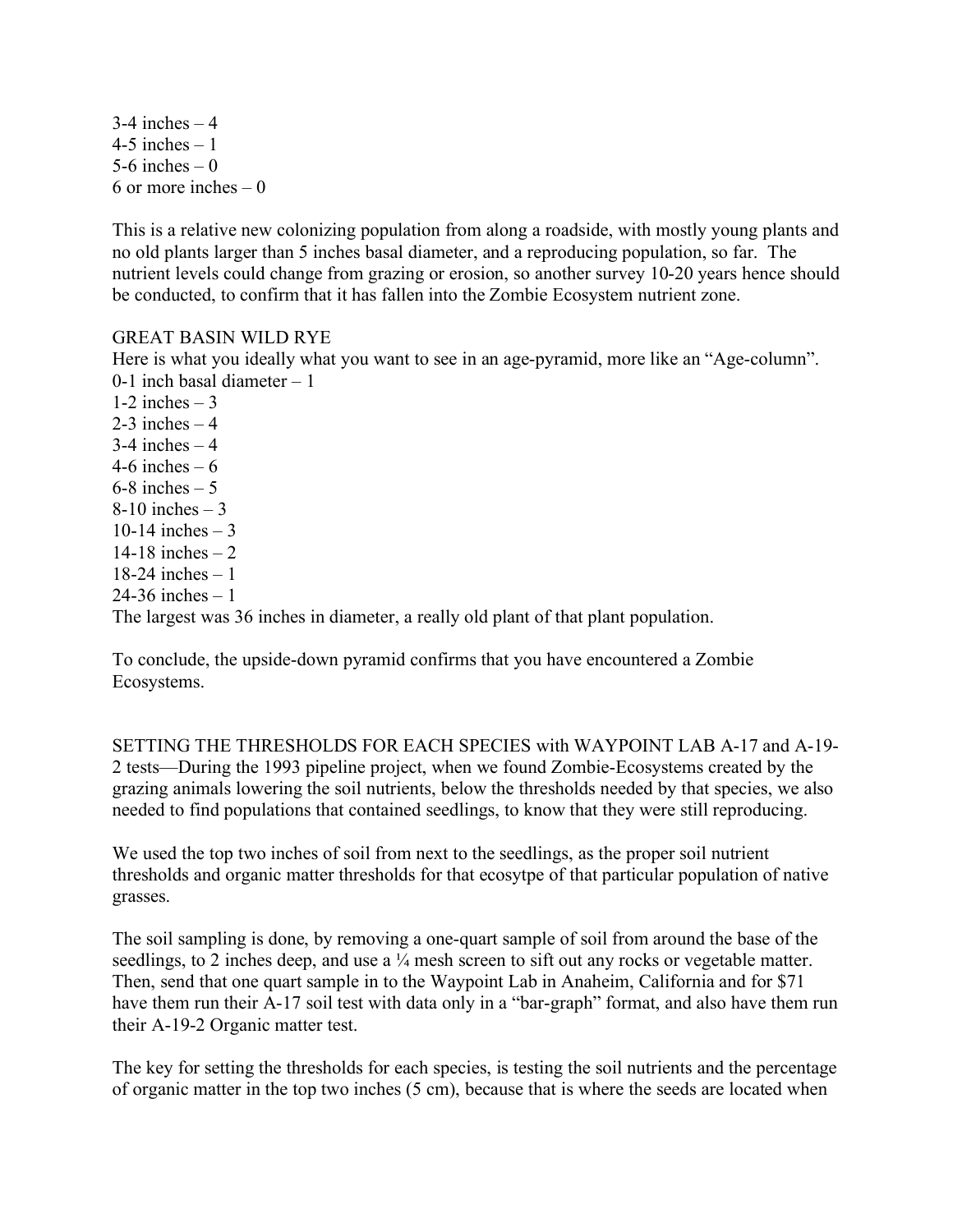3-4 inches – 4
4-5 inches – 1
5-6 inches – 0
6 or more inches – 0

This is a relative new colonizing population from along a roadside, with mostly young plants and no old plants larger than 5 inches basal diameter, and a reproducing population, so far. The nutrient levels could change from grazing or erosion, so another survey 10-20 years hence should be conducted, to confirm that it has fallen into the Zombie Ecosystem nutrient zone.

GREAT BASIN WILD RYE
Here is what you ideally what you want to see in an age-pyramid, more like an "Age-column".
0-1 inch basal diameter – 1
1-2 inches – 3
2-3 inches – 4
3-4 inches – 4
4-6 inches – 6
6-8 inches – 5
8-10 inches – 3
10-14 inches – 3
14-18 inches – 2
18-24 inches – 1
24-36 inches – 1
The largest was 36 inches in diameter, a really old plant of that plant population.

To conclude, the upside-down pyramid confirms that you have encountered a Zombie Ecosystems.

SETTING THE THRESHOLDS FOR EACH SPECIES with WAYPOINT LAB A-17 and A-19-2 tests—During the 1993 pipeline project, when we found Zombie-Ecosystems created by the grazing animals lowering the soil nutrients, below the thresholds needed by that species, we also needed to find populations that contained seedlings, to know that they were still reproducing.

We used the top two inches of soil from next to the seedlings, as the proper soil nutrient thresholds and organic matter thresholds for that ecosytpe of that particular population of native grasses.

The soil sampling is done, by removing a one-quart sample of soil from around the base of the seedlings, to 2 inches deep, and use a ¼ mesh screen to sift out any rocks or vegetable matter. Then, send that one quart sample in to the Waypoint Lab in Anaheim, California and for $71 have them run their A-17 soil test with data only in a "bar-graph" format, and also have them run their A-19-2 Organic matter test.

The key for setting the thresholds for each species, is testing the soil nutrients and the percentage of organic matter in the top two inches (5 cm), because that is where the seeds are located when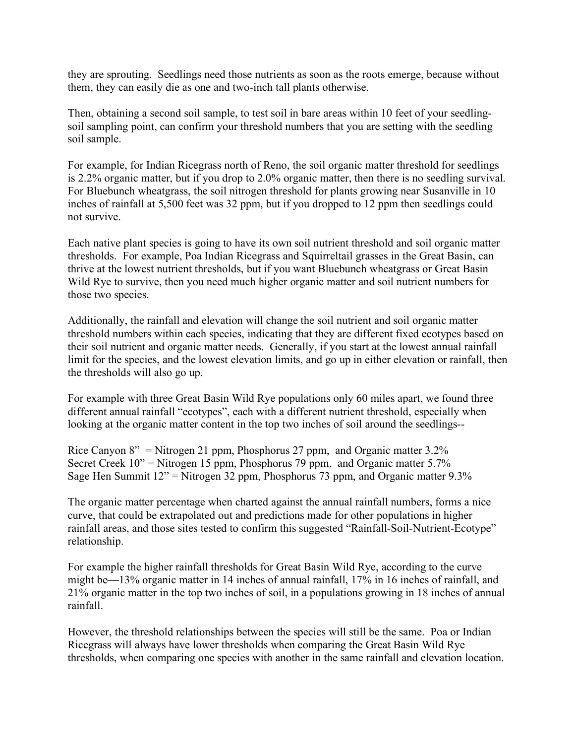they are sprouting. Seedlings need those nutrients as soon as the roots emerge, because without them, they can easily die as one and two-inch tall plants otherwise.

Then, obtaining a second soil sample, to test soil in bare areas within 10 feet of your seedling-soil sampling point, can confirm your threshold numbers that you are setting with the seedling soil sample.

For example, for Indian Ricegrass north of Reno, the soil organic matter threshold for seedlings is 2.2% organic matter, but if you drop to 2.0% organic matter, then there is no seedling survival. For Bluebunch wheatgrass, the soil nitrogen threshold for plants growing near Susanville in 10 inches of rainfall at 5,500 feet was 32 ppm, but if you dropped to 12 ppm then seedlings could not survive.

Each native plant species is going to have its own soil nutrient threshold and soil organic matter thresholds. For example, Poa Indian Ricegrass and Squirreltail grasses in the Great Basin, can thrive at the lowest nutrient thresholds, but if you want Bluebunch wheatgrass or Great Basin Wild Rye to survive, then you need much higher organic matter and soil nutrient numbers for those two species.

Additionally, the rainfall and elevation will change the soil nutrient and soil organic matter threshold numbers within each species, indicating that they are different fixed ecotypes based on their soil nutrient and organic matter needs. Generally, if you start at the lowest annual rainfall limit for the species, and the lowest elevation limits, and go up in either elevation or rainfall, then the thresholds will also go up.

For example with three Great Basin Wild Rye populations only 60 miles apart, we found three different annual rainfall "ecotypes", each with a different nutrient threshold, especially when looking at the organic matter content in the top two inches of soil around the seedlings--

Rice Canyon 8" = Nitrogen 21 ppm, Phosphorus 27 ppm, and Organic matter 3.2%
Secret Creek 10" = Nitrogen 15 ppm, Phosphorus 79 ppm, and Organic matter 5.7%
Sage Hen Summit 12" = Nitrogen 32 ppm, Phosphorus 73 ppm, and Organic matter 9.3%

The organic matter percentage when charted against the annual rainfall numbers, forms a nice curve, that could be extrapolated out and predictions made for other populations in higher rainfall areas, and those sites tested to confirm this suggested "Rainfall-Soil-Nutrient-Ecotype" relationship.

For example the higher rainfall thresholds for Great Basin Wild Rye, according to the curve might be—13% organic matter in 14 inches of annual rainfall, 17% in 16 inches of rainfall, and 21% organic matter in the top two inches of soil, in a populations growing in 18 inches of annual rainfall.

However, the threshold relationships between the species will still be the same. Poa or Indian Ricegrass will always have lower thresholds when comparing the Great Basin Wild Rye thresholds, when comparing one species with another in the same rainfall and elevation location.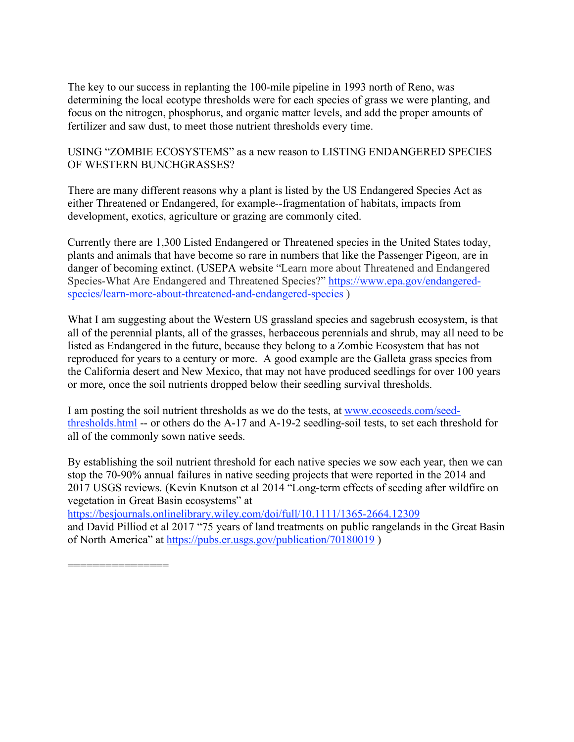The key to our success in replanting the 100-mile pipeline in 1993 north of Reno, was determining the local ecotype thresholds were for each species of grass we were planting, and focus on the nitrogen, phosphorus, and organic matter levels, and add the proper amounts of fertilizer and saw dust, to meet those nutrient thresholds every time.

USING "ZOMBIE ECOSYSTEMS" as a new reason to LISTING ENDANGERED SPECIES OF WESTERN BUNCHGRASSES?

There are many different reasons why a plant is listed by the US Endangered Species Act as either Threatened or Endangered, for example--fragmentation of habitats, impacts from development, exotics, agriculture or grazing are commonly cited.

Currently there are 1,300 Listed Endangered or Threatened species in the United States today, plants and animals that have become so rare in numbers that like the Passenger Pigeon, are in danger of becoming extinct. (USEPA website "Learn more about Threatened and Endangered Species-What Are Endangered and Threatened Species?" [https://www.epa.gov/endangered-species/learn-more-about-threatened-and-endangered-species](https://www.epa.gov/endangered-species/learn-more-about-threatened-and-endangered-species) )

What I am suggesting about the Western US grassland species and sagebrush ecosystem, is that all of the perennial plants, all of the grasses, herbaceous perennials and shrub, may all need to be listed as Endangered in the future, because they belong to a Zombie Ecosystem that has not reproduced for years to a century or more. A good example are the Galleta grass species from the California desert and New Mexico, that may not have produced seedlings for over 100 years or more, once the soil nutrients dropped below their seedling survival thresholds.

I am posting the soil nutrient thresholds as we do the tests, at [www.ecoseeds.com/seed-thresholds.html](www.ecoseeds.com/seed-thresholds.html) -- or others do the A-17 and A-19-2 seedling-soil tests, to set each threshold for all of the commonly sown native seeds.

By establishing the soil nutrient threshold for each native species we sow each year, then we can stop the 70-90% annual failures in native seeding projects that were reported in the 2014 and 2017 USGS reviews. (Kevin Knutson et al 2014 "Long-term effects of seeding after wildfire on vegetation in Great Basin ecosystems" at [https://besjournals.onlinelibrary.wiley.com/doi/full/10.1111/1365-2664.12309](https://besjournals.onlinelibrary.wiley.com/doi/full/10.1111/1365-2664.12309) and David Pilliod et al 2017 "75 years of land treatments on public rangelands in the Great Basin of North America" at [https://pubs.er.usgs.gov/publication/70180019](https://pubs.er.usgs.gov/publication/70180019) )

================